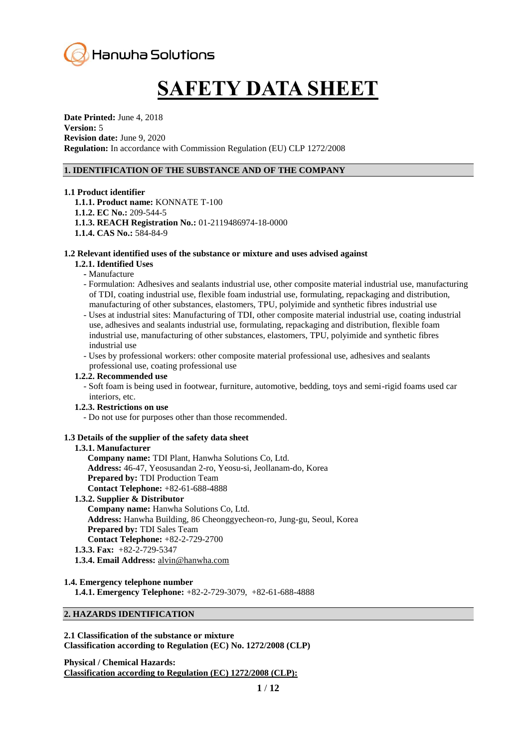Hanwha Solutions

# SAFETY DATA SHEET

**Date Printed:** June 4, 2018
**Version:** 5
**Revision date:** June 9, 2020
**Regulation:** In accordance with Commission Regulation (EU) CLP 1272/2008

## 1. IDENTIFICATION OF THE SUBSTANCE AND OF THE COMPANY

### 1.1 Product identifier

**1.1.1. Product name:** KONNATE T-100
**1.1.2. EC No.:** 209-544-5
**1.1.3. REACH Registration No.:** 01-2119486974-18-0000
**1.1.4. CAS No.:** 584-84-9

### 1.2 Relevant identified uses of the substance or mixture and uses advised against

**1.2.1. Identified Uses**

- Manufacture
- Formulation: Adhesives and sealants industrial use, other composite material industrial use, manufacturing of TDI, coating industrial use, flexible foam industrial use, formulating, repackaging and distribution, manufacturing of other substances, elastomers, TPU, polyimide and synthetic fibres industrial use
- Uses at industrial sites: Manufacturing of TDI, other composite material industrial use, coating industrial use, adhesives and sealants industrial use, formulating, repackaging and distribution, flexible foam industrial use, manufacturing of other substances, elastomers, TPU, polyimide and synthetic fibres industrial use
- Uses by professional workers: other composite material professional use, adhesives and sealants professional use, coating professional use

**1.2.2. Recommended use**

- Soft foam is being used in footwear, furniture, automotive, bedding, toys and semi-rigid foams used car interiors, etc.

**1.2.3. Restrictions on use**

- Do not use for purposes other than those recommended.

### 1.3 Details of the supplier of the safety data sheet

**1.3.1. Manufacturer**

**Company name:** TDI Plant, Hanwha Solutions Co, Ltd.
**Address:** 46-47, Yeosusandan 2-ro, Yeosu-si, Jeollanam-do, Korea
**Prepared by:** TDI Production Team
**Contact Telephone:** +82-61-688-4888

**1.3.2. Supplier & Distributor**

**Company name:** Hanwha Solutions Co, Ltd.
**Address:** Hanwha Building, 86 Cheonggyecheon-ro, Jung-gu, Seoul, Korea
**Prepared by:** TDI Sales Team
**Contact Telephone:** +82-2-729-2700

**1.3.3. Fax:** +82-2-729-5347
**1.3.4. Email Address:** alvin@hanwha.com

### 1.4. Emergency telephone number

**1.4.1. Emergency Telephone:** +82-2-729-3079, +82-61-688-4888

## 2. HAZARDS IDENTIFICATION

**2.1 Classification of the substance or mixture**
**Classification according to Regulation (EC) No. 1272/2008 (CLP)**

**Physical / Chemical Hazards:**
**Classification according to Regulation (EC) 1272/2008 (CLP):**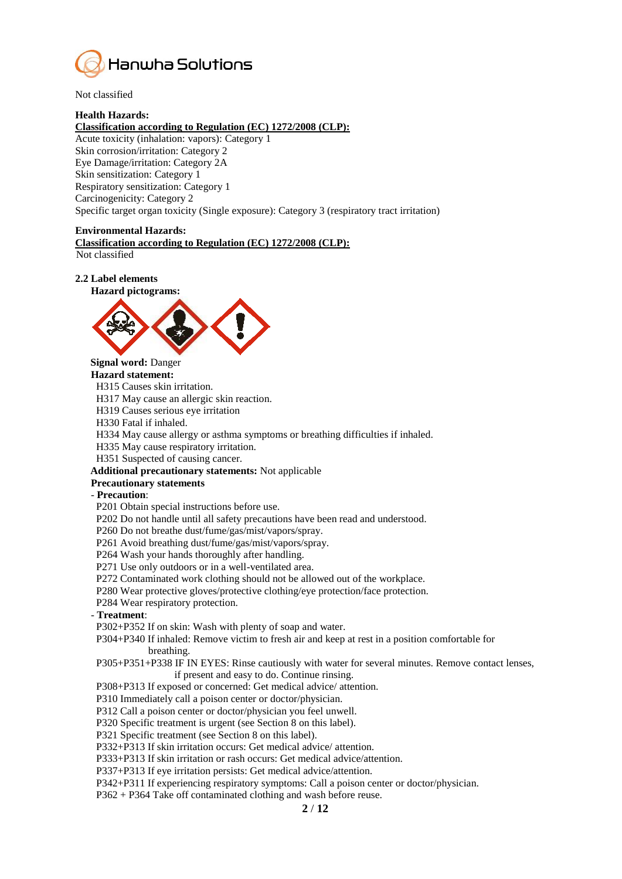Not classified

**Health Hazards:**

**Classification according to Regulation (EC) 1272/2008 (CLP):**

Acute toxicity (inhalation: vapors): Category 1
Skin corrosion/irritation: Category 2
Eye Damage/irritation: Category 2A
Skin sensitization: Category 1
Respiratory sensitization: Category 1
Carcinogenicity: Category 2
Specific target organ toxicity (Single exposure): Category 3 (respiratory tract irritation)

**Environmental Hazards:**

**Classification according to Regulation (EC) 1272/2008 (CLP):**

Not classified

**2.2 Label elements**

**Hazard pictograms:**

**Signal word:** Danger

**Hazard statement:**

H315 Causes skin irritation.
H317 May cause an allergic skin reaction.
H319 Causes serious eye irritation
H330 Fatal if inhaled.
H334 May cause allergy or asthma symptoms or breathing difficulties if inhaled.
H335 May cause respiratory irritation.
H351 Suspected of causing cancer.

**Additional precautionary statements:** Not applicable

**Precautionary statements**

- **Precaution**:

P201 Obtain special instructions before use.
P202 Do not handle until all safety precautions have been read and understood.
P260 Do not breathe dust/fume/gas/mist/vapors/spray.
P261 Avoid breathing dust/fume/gas/mist/vapors/spray.
P264 Wash your hands thoroughly after handling.
P271 Use only outdoors or in a well-ventilated area.
P272 Contaminated work clothing should not be allowed out of the workplace.
P280 Wear protective gloves/protective clothing/eye protection/face protection.
P284 Wear respiratory protection.

- **Treatment**:

P302+P352 If on skin: Wash with plenty of soap and water.
P304+P340 If inhaled: Remove victim to fresh air and keep at rest in a position comfortable for breathing.
P305+P351+P338 IF IN EYES: Rinse cautiously with water for several minutes. Remove contact lenses, if present and easy to do. Continue rinsing.
P308+P313 If exposed or concerned: Get medical advice/ attention.
P310 Immediately call a poison center or doctor/physician.
P312 Call a poison center or doctor/physician you feel unwell.
P320 Specific treatment is urgent (see Section 8 on this label).
P321 Specific treatment (see Section 8 on this label).
P332+P313 If skin irritation occurs: Get medical advice/ attention.
P333+P313 If skin irritation or rash occurs: Get medical advice/attention.
P337+P313 If eye irritation persists: Get medical advice/attention.
P342+P311 If experiencing respiratory symptoms: Call a poison center or doctor/physician.
P362 + P364 Take off contaminated clothing and wash before reuse.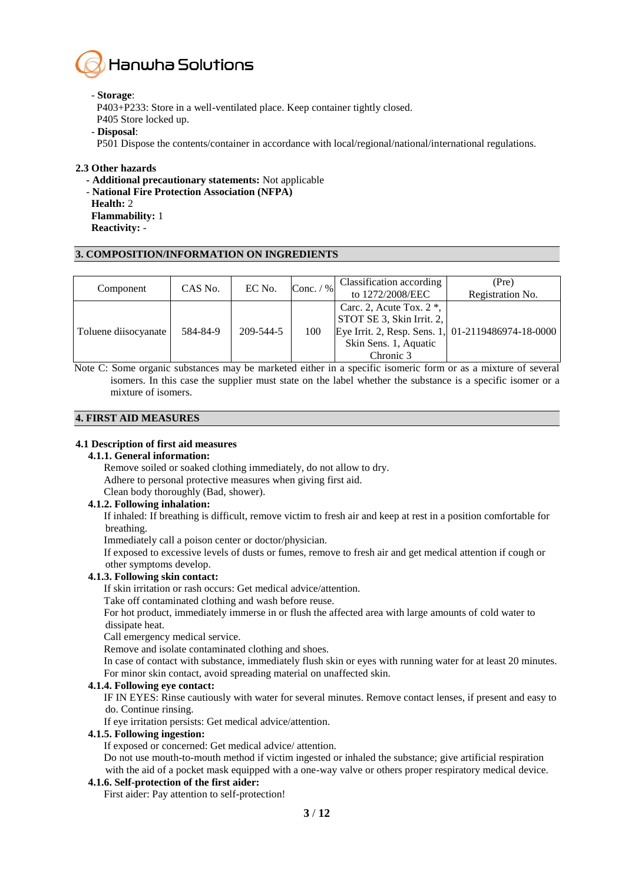- **Storage**:

P403+P233: Store in a well-ventilated place. Keep container tightly closed.

P405 Store locked up.

- **Disposal**:

P501 Dispose the contents/container in accordance with local/regional/national/international regulations.

**2.3 Other hazards**

- **Additional precautionary statements:** Not applicable
- **National Fire Protection Association (NFPA)**

**Health:** 2

**Flammability:** 1

**Reactivity:** -

## 3. COMPOSITION/INFORMATION ON INGREDIENTS

| Component | CAS No. | EC No. | Conc. / % | Classification according to 1272/2008/EEC | (Pre) Registration No. |
|---|---|---|---|---|---|
| Toluene diisocyanate | 584-84-9 | 209-544-5 | 100 | Carc. 2, Acute Tox. 2 *, STOT SE 3, Skin Irrit. 2, Eye Irrit. 2, Resp. Sens. 1, Skin Sens. 1, Aquatic Chronic 3 | 01-2119486974-18-0000 |

Note C: Some organic substances may be marketed either in a specific isomeric form or as a mixture of several isomers. In this case the supplier must state on the label whether the substance is a specific isomer or a mixture of isomers.

## 4. FIRST AID MEASURES

### 4.1 Description of first aid measures

**4.1.1. General information:**

Remove soiled or soaked clothing immediately, do not allow to dry.

Adhere to personal protective measures when giving first aid.

Clean body thoroughly (Bad, shower).

**4.1.2. Following inhalation:**

If inhaled: If breathing is difficult, remove victim to fresh air and keep at rest in a position comfortable for breathing.

Immediately call a poison center or doctor/physician.

If exposed to excessive levels of dusts or fumes, remove to fresh air and get medical attention if cough or other symptoms develop.

**4.1.3. Following skin contact:**

If skin irritation or rash occurs: Get medical advice/attention.

Take off contaminated clothing and wash before reuse.

For hot product, immediately immerse in or flush the affected area with large amounts of cold water to dissipate heat.

Call emergency medical service.

Remove and isolate contaminated clothing and shoes.

In case of contact with substance, immediately flush skin or eyes with running water for at least 20 minutes.

For minor skin contact, avoid spreading material on unaffected skin.

**4.1.4. Following eye contact:**

IF IN EYES: Rinse cautiously with water for several minutes. Remove contact lenses, if present and easy to do. Continue rinsing.

If eye irritation persists: Get medical advice/attention.

**4.1.5. Following ingestion:**

If exposed or concerned: Get medical advice/ attention.

Do not use mouth-to-mouth method if victim ingested or inhaled the substance; give artificial respiration with the aid of a pocket mask equipped with a one-way valve or others proper respiratory medical device.

**4.1.6. Self-protection of the first aider:**

First aider: Pay attention to self-protection!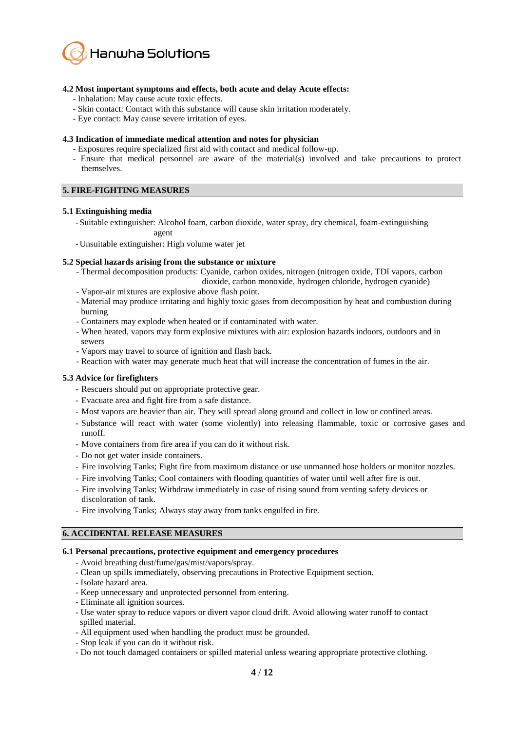**4.2 Most important symptoms and effects, both acute and delay Acute effects:**

- Inhalation: May cause acute toxic effects.
- Skin contact: Contact with this substance will cause skin irritation moderately.
- Eye contact: May cause severe irritation of eyes.

**4.3 Indication of immediate medical attention and notes for physician**

- Exposures require specialized first aid with contact and medical follow-up.
- Ensure that medical personnel are aware of the material(s) involved and take precautions to protect themselves.

## 5. FIRE-FIGHTING MEASURES

**5.1 Extinguishing media**

- Suitable extinguisher: Alcohol foam, carbon dioxide, water spray, dry chemical, foam-extinguishing agent
- Unsuitable extinguisher: High volume water jet

**5.2 Special hazards arising from the substance or mixture**

- Thermal decomposition products: Cyanide, carbon oxides, nitrogen (nitrogen oxide, TDI vapors, carbon dioxide, carbon monoxide, hydrogen chloride, hydrogen cyanide)
- Vapor-air mixtures are explosive above flash point.
- Material may produce irritating and highly toxic gases from decomposition by heat and combustion during burning
- Containers may explode when heated or if contaminated with water.
- When heated, vapors may form explosive mixtures with air: explosion hazards indoors, outdoors and in sewers
- Vapors may travel to source of ignition and flash back.
- Reaction with water may generate much heat that will increase the concentration of fumes in the air.

**5.3 Advice for firefighters**

- Rescuers should put on appropriate protective gear.
- Evacuate area and fight fire from a safe distance.
- Most vapors are heavier than air. They will spread along ground and collect in low or confined areas.
- Substance will react with water (some violently) into releasing flammable, toxic or corrosive gases and runoff.
- Move containers from fire area if you can do it without risk.
- Do not get water inside containers.
- Fire involving Tanks; Fight fire from maximum distance or use unmanned hose holders or monitor nozzles.
- Fire involving Tanks; Cool containers with flooding quantities of water until well after fire is out.
- Fire involving Tanks; Withdraw immediately in case of rising sound from venting safety devices or discoloration of tank.
- Fire involving Tanks; Always stay away from tanks engulfed in fire.

## 6. ACCIDENTAL RELEASE MEASURES

**6.1 Personal precautions, protective equipment and emergency procedures**

- Avoid breathing dust/fume/gas/mist/vapors/spray.
- Clean up spills immediately, observing precautions in Protective Equipment section.
- Isolate hazard area.
- Keep unnecessary and unprotected personnel from entering.
- Eliminate all ignition sources.
- Use water spray to reduce vapors or divert vapor cloud drift. Avoid allowing water runoff to contact spilled material.
- All equipment used when handling the product must be grounded.
- Stop leak if you can do it without risk.
- Do not touch damaged containers or spilled material unless wearing appropriate protective clothing.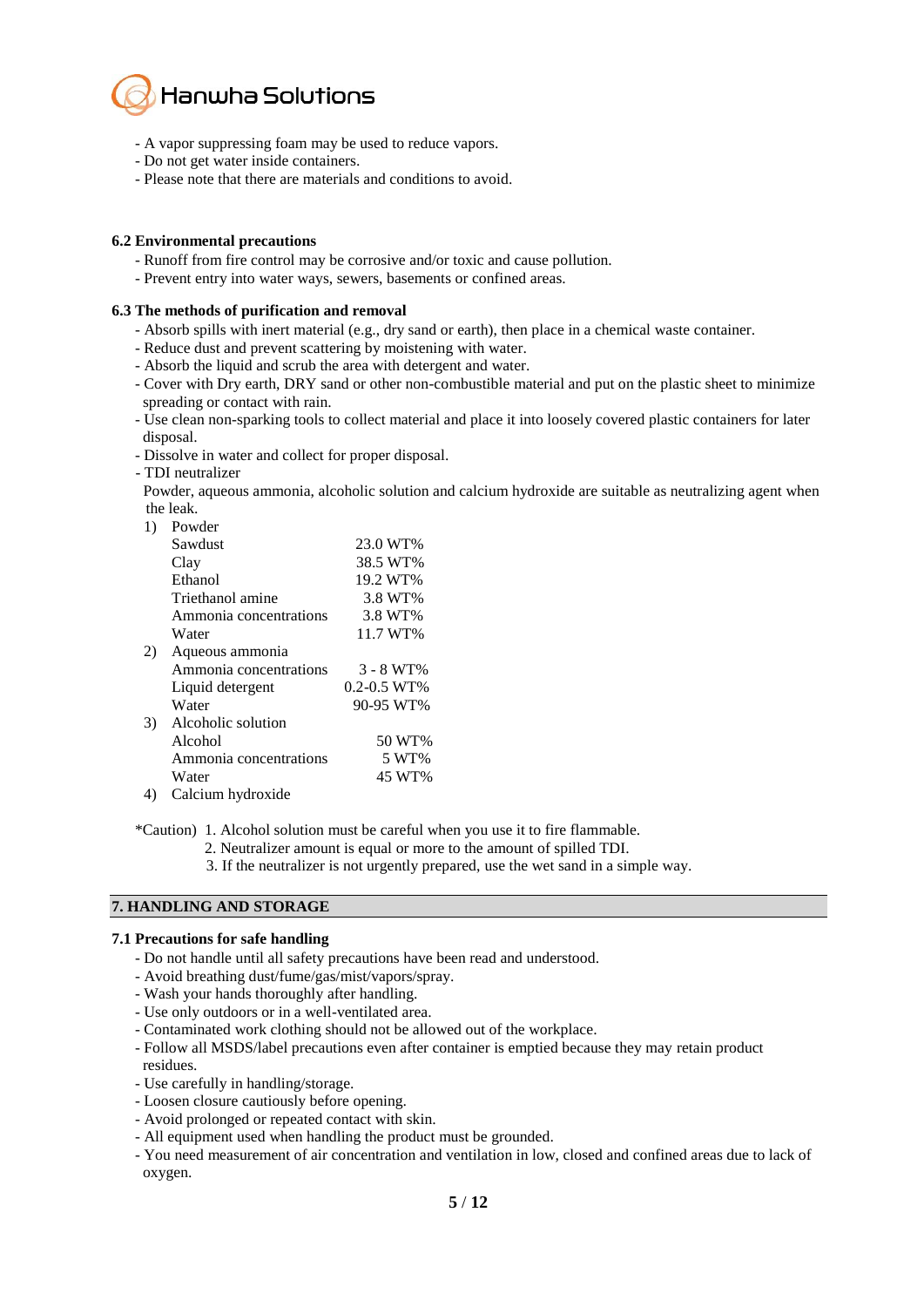- A vapor suppressing foam may be used to reduce vapors.
- Do not get water inside containers.
- Please note that there are materials and conditions to avoid.

### 6.2 Environmental precautions

- Runoff from fire control may be corrosive and/or toxic and cause pollution.
- Prevent entry into water ways, sewers, basements or confined areas.

### 6.3 The methods of purification and removal

- Absorb spills with inert material (e.g., dry sand or earth), then place in a chemical waste container.
- Reduce dust and prevent scattering by moistening with water.
- Absorb the liquid and scrub the area with detergent and water.
- Cover with Dry earth, DRY sand or other non-combustible material and put on the plastic sheet to minimize spreading or contact with rain.
- Use clean non-sparking tools to collect material and place it into loosely covered plastic containers for later disposal.
- Dissolve in water and collect for proper disposal.
- TDI neutralizer

  Powder, aqueous ammonia, alcoholic solution and calcium hydroxide are suitable as neutralizing agent when the leak.

1) Powder

| | |
|---|---|
| Sawdust | 23.0 WT% |
| Clay | 38.5 WT% |
| Ethanol | 19.2 WT% |
| Triethanol amine | 3.8 WT% |
| Ammonia concentrations | 3.8 WT% |
| Water | 11.7 WT% |

2) Aqueous ammonia

| | |
|---|---|
| Ammonia concentrations | 3 - 8 WT% |
| Liquid detergent | 0.2-0.5 WT% |
| Water | 90-95 WT% |

3) Alcoholic solution

| | |
|---|---|
| Alcohol | 50 WT% |
| Ammonia concentrations | 5 WT% |
| Water | 45 WT% |

4) Calcium hydroxide

*Caution) 1. Alcohol solution must be careful when you use it to fire flammable.
2. Neutralizer amount is equal or more to the amount of spilled TDI.
3. If the neutralizer is not urgently prepared, use the wet sand in a simple way.

## 7. HANDLING AND STORAGE

### 7.1 Precautions for safe handling

- Do not handle until all safety precautions have been read and understood.
- Avoid breathing dust/fume/gas/mist/vapors/spray.
- Wash your hands thoroughly after handling.
- Use only outdoors or in a well-ventilated area.
- Contaminated work clothing should not be allowed out of the workplace.
- Follow all MSDS/label precautions even after container is emptied because they may retain product residues.
- Use carefully in handling/storage.
- Loosen closure cautiously before opening.
- Avoid prolonged or repeated contact with skin.
- All equipment used when handling the product must be grounded.
- You need measurement of air concentration and ventilation in low, closed and confined areas due to lack of oxygen.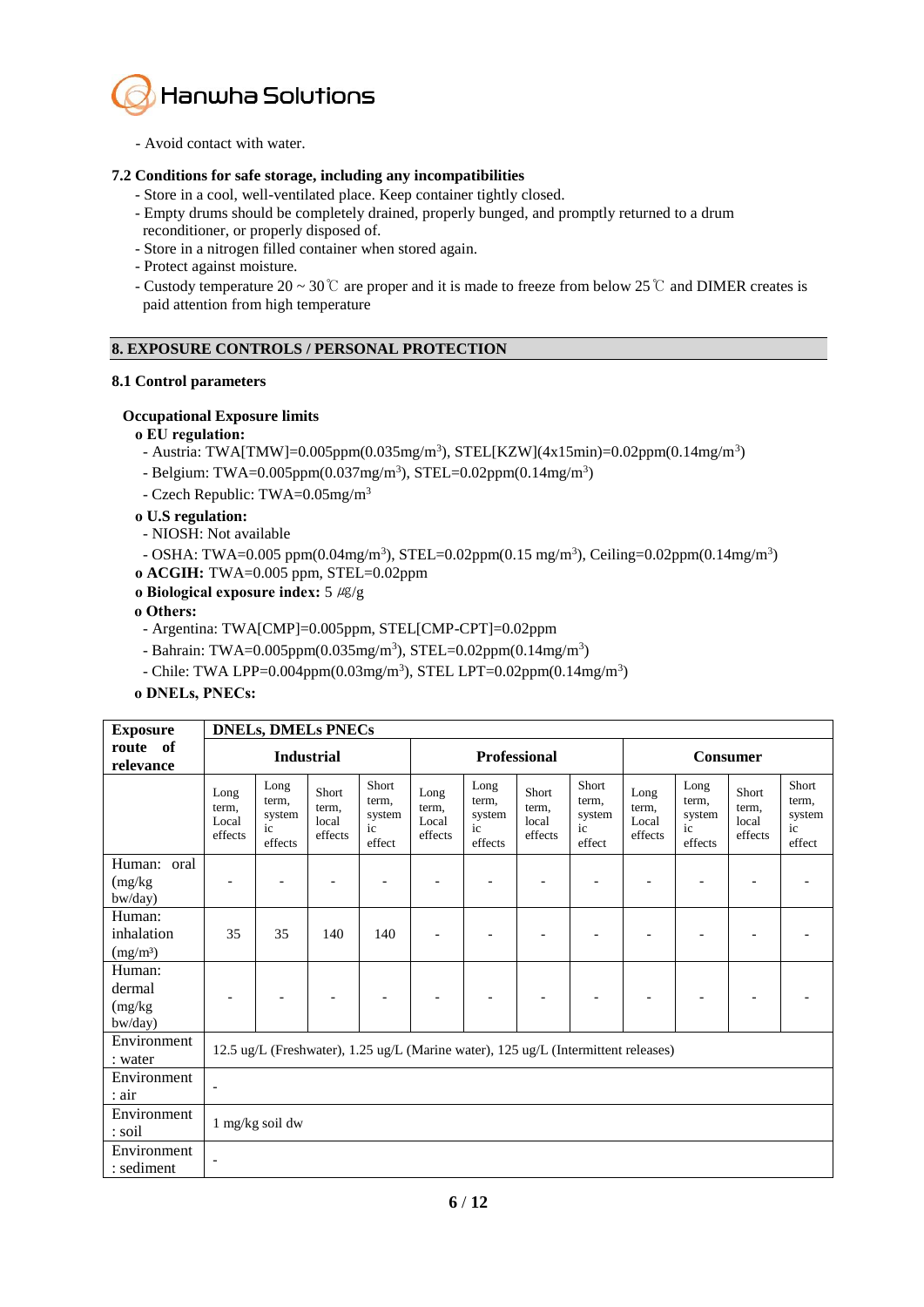- Avoid contact with water.

**7.2 Conditions for safe storage, including any incompatibilities**

- Store in a cool, well-ventilated place. Keep container tightly closed.
- Empty drums should be completely drained, properly bunged, and promptly returned to a drum reconditioner, or properly disposed of.
- Store in a nitrogen filled container when stored again.
- Protect against moisture.
- Custody temperature 20 ~ 30℃ are proper and it is made to freeze from below 25℃ and DIMER creates is paid attention from high temperature

## 8. EXPOSURE CONTROLS / PERSONAL PROTECTION

**8.1 Control parameters**

**Occupational Exposure limits**

**o EU regulation:**

- Austria: TWA[TMW]=0.005ppm(0.035mg/$m^3$), STEL[KZW](4x15min)=0.02ppm(0.14mg/$m^3$)
- Belgium: TWA=0.005ppm(0.037mg/$m^3$), STEL=0.02ppm(0.14mg/$m^3$)
- Czech Republic: TWA=0.05mg/$m^3$

**o U.S regulation:**

- NIOSH: Not available
- OSHA: TWA=0.005 ppm(0.04mg/$m^3$), STEL=0.02ppm(0.15 mg/$m^3$), Ceiling=0.02ppm(0.14mg/$m^3$)

**o ACGIH:** TWA=0.005 ppm, STEL=0.02ppm

**o Biological exposure index:** 5 ㎍/g

**o Others:**

- Argentina: TWA[CMP]=0.005ppm, STEL[CMP-CPT]=0.02ppm
- Bahrain: TWA=0.005ppm(0.035mg/$m^3$), STEL=0.02ppm(0.14mg/$m^3$)
- Chile: TWA LPP=0.004ppm(0.03mg/$m^3$), STEL LPT=0.02ppm(0.14mg/$m^3$)

**o DNELs, PNECs:**

| Exposure route of relevance | DNELs, DMELs PNECs | | | | | | | | | | | |
|---|---|---|---|---|---|---|---|---|---|---|---|---|
| | Industrial | | | | Professional | | | | Consumer | | | |
| | Long term, Local effects | Long term, systemic effects | Short term, local effects | Short term, systemic effect | Long term, Local effects | Long term, systemic effects | Short term, local effects | Short term, systemic effect | Long term, Local effects | Long term, systemic effects | Short term, local effects | Short term, systemic effect |
| Human: oral (mg/kg bw/day) | - | - | - | - | - | - | - | - | - | - | - | - |
| Human: inhalation (mg/m³) | 35 | 35 | 140 | 140 | - | - | - | - | - | - | - | - |
| Human: dermal (mg/kg bw/day) | - | - | - | - | - | - | - | - | - | - | - | - |
| Environment : water | 12.5 ug/L (Freshwater), 1.25 ug/L (Marine water), 125 ug/L (Intermittent releases) | | | | | | | | | | | |
| Environment : air | - | | | | | | | | | | | |
| Environment : soil | 1 mg/kg soil dw | | | | | | | | | | | |
| Environment : sediment | - | | | | | | | | | | | |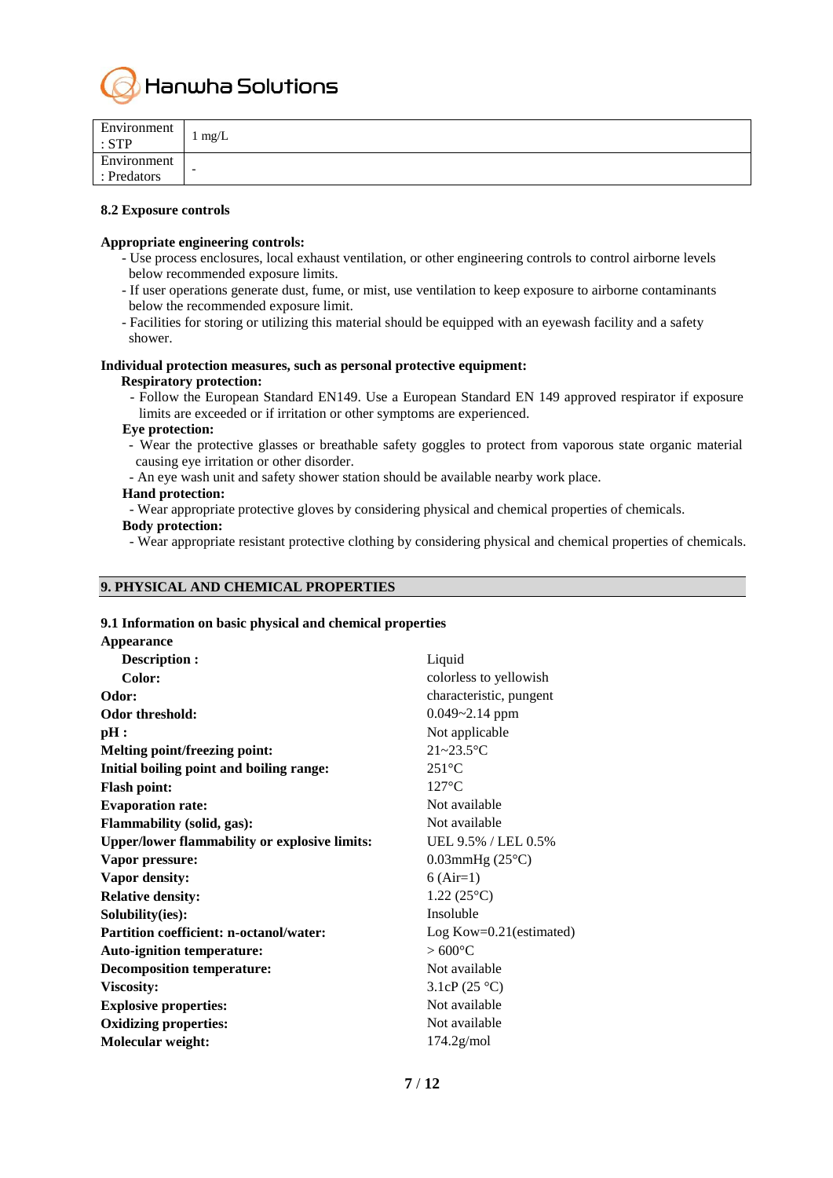| Environment : STP | 1 mg/L |
| --- | --- |
| Environment : Predators | - |

**8.2 Exposure controls**

**Appropriate engineering controls:**

- Use process enclosures, local exhaust ventilation, or other engineering controls to control airborne levels below recommended exposure limits.
- If user operations generate dust, fume, or mist, use ventilation to keep exposure to airborne contaminants below the recommended exposure limit.
- Facilities for storing or utilizing this material should be equipped with an eyewash facility and a safety shower.

**Individual protection measures, such as personal protective equipment:**

**Respiratory protection:**

- Follow the European Standard EN149. Use a European Standard EN 149 approved respirator if exposure limits are exceeded or if irritation or other symptoms are experienced.

**Eye protection:**

- Wear the protective glasses or breathable safety goggles to protect from vaporous state organic material causing eye irritation or other disorder.
- An eye wash unit and safety shower station should be available nearby work place.

**Hand protection:**

- Wear appropriate protective gloves by considering physical and chemical properties of chemicals.

**Body protection:**

- Wear appropriate resistant protective clothing by considering physical and chemical properties of chemicals.

## 9. PHYSICAL AND CHEMICAL PROPERTIES

**9.1 Information on basic physical and chemical properties**

**Appearance**

| Property | Value |
| --- | --- |
| **Description :** | Liquid |
| **Color:** | colorless to yellowish |
| **Odor:** | characteristic, pungent |
| **Odor threshold:** | 0.049~2.14 ppm |
| **pH :** | Not applicable |
| **Melting point/freezing point:** | 21~23.5°C |
| **Initial boiling point and boiling range:** | 251°C |
| **Flash point:** | 127°C |
| **Evaporation rate:** | Not available |
| **Flammability (solid, gas):** | Not available |
| **Upper/lower flammability or explosive limits:** | UEL 9.5% / LEL 0.5% |
| **Vapor pressure:** | 0.03mmHg (25°C) |
| **Vapor density:** | 6 (Air=1) |
| **Relative density:** | 1.22 (25°C) |
| **Solubility(ies):** | Insoluble |
| **Partition coefficient: n-octanol/water:** | Log Kow=0.21(estimated) |
| **Auto-ignition temperature:** | > 600°C |
| **Decomposition temperature:** | Not available |
| **Viscosity:** | 3.1cP (25 °C) |
| **Explosive properties:** | Not available |
| **Oxidizing properties:** | Not available |
| **Molecular weight:** | 174.2g/mol |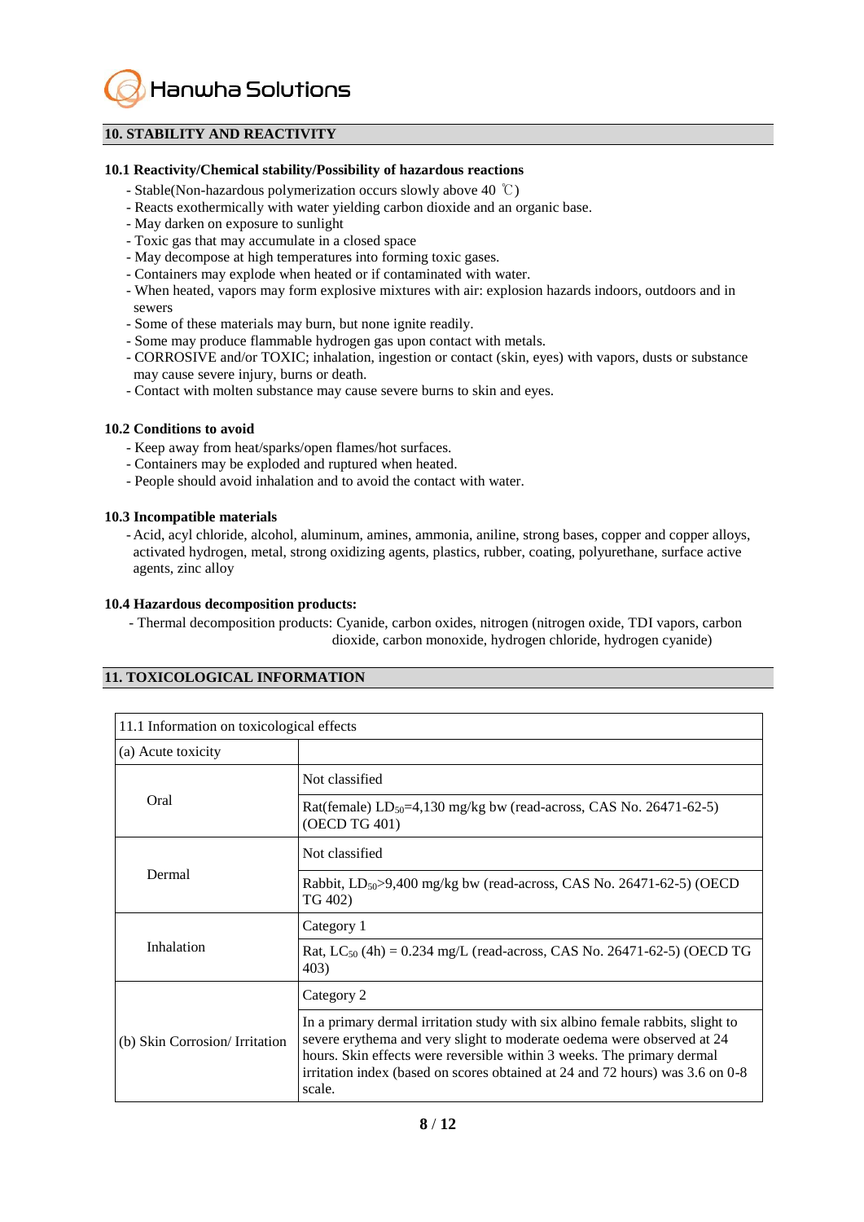## 10. STABILITY AND REACTIVITY

### 10.1 Reactivity/Chemical stability/Possibility of hazardous reactions

- Stable(Non-hazardous polymerization occurs slowly above 40 ℃)
- Reacts exothermically with water yielding carbon dioxide and an organic base.
- May darken on exposure to sunlight
- Toxic gas that may accumulate in a closed space
- May decompose at high temperatures into forming toxic gases.
- Containers may explode when heated or if contaminated with water.
- When heated, vapors may form explosive mixtures with air: explosion hazards indoors, outdoors and in sewers
- Some of these materials may burn, but none ignite readily.
- Some may produce flammable hydrogen gas upon contact with metals.
- CORROSIVE and/or TOXIC; inhalation, ingestion or contact (skin, eyes) with vapors, dusts or substance may cause severe injury, burns or death.
- Contact with molten substance may cause severe burns to skin and eyes.

### 10.2 Conditions to avoid

- Keep away from heat/sparks/open flames/hot surfaces.
- Containers may be exploded and ruptured when heated.
- People should avoid inhalation and to avoid the contact with water.

### 10.3 Incompatible materials

- Acid, acyl chloride, alcohol, aluminum, amines, ammonia, aniline, strong bases, copper and copper alloys, activated hydrogen, metal, strong oxidizing agents, plastics, rubber, coating, polyurethane, surface active agents, zinc alloy

### 10.4 Hazardous decomposition products:

- Thermal decomposition products: Cyanide, carbon oxides, nitrogen (nitrogen oxide, TDI vapors, carbon dioxide, carbon monoxide, hydrogen chloride, hydrogen cyanide)

## 11. TOXICOLOGICAL INFORMATION

| 11.1 Information on toxicological effects | |
|---|---|
| (a) Acute toxicity | |
| Oral | Not classified |
| | Rat(female) $LD_{50}$=4,130 mg/kg bw (read-across, CAS No. 26471-62-5) (OECD TG 401) |
| Dermal | Not classified |
| | Rabbit, $LD_{50}$>9,400 mg/kg bw (read-across, CAS No. 26471-62-5) (OECD TG 402) |
| Inhalation | Category 1 |
| | Rat, $LC_{50}$ (4h) = 0.234 mg/L (read-across, CAS No. 26471-62-5) (OECD TG 403) |
| (b) Skin Corrosion/ Irritation | Category 2 |
| | In a primary dermal irritation study with six albino female rabbits, slight to severe erythema and very slight to moderate oedema were observed at 24 hours. Skin effects were reversible within 3 weeks. The primary dermal irritation index (based on scores obtained at 24 and 72 hours) was 3.6 on 0-8 scale. |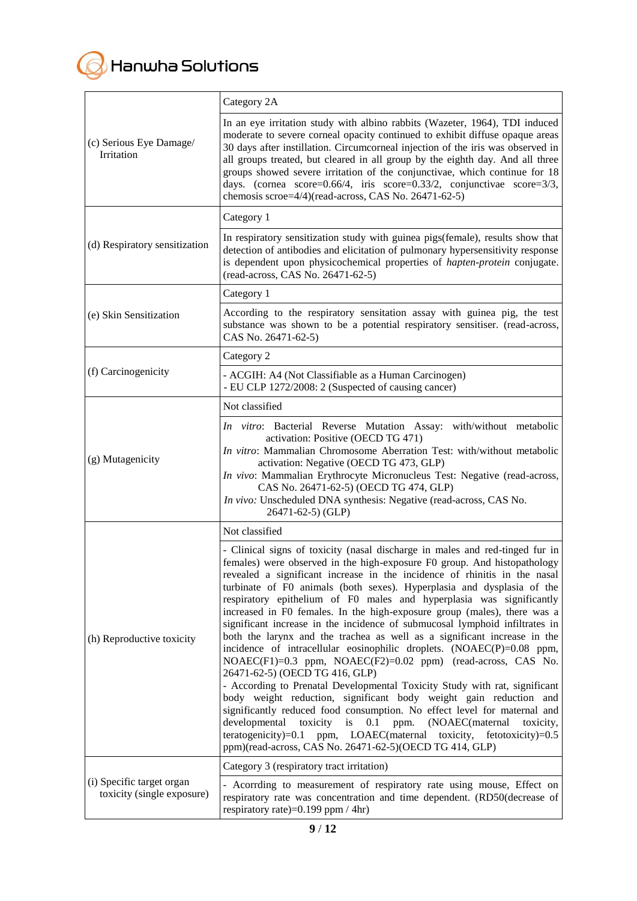| | |
|---|---|
| (c) Serious Eye Damage/ Irritation | Category 2A<br><br>In an eye irritation study with albino rabbits (Wazeter, 1964), TDI induced moderate to severe corneal opacity continued to exhibit diffuse opaque areas 30 days after instillation. Circumcorneal injection of the iris was observed in all groups treated, but cleared in all group by the eighth day. And all three groups showed severe irritation of the conjunctivae, which continue for 18 days. (cornea score=0.66/4, iris score=0.33/2, conjunctivae score=3/3, chemosis scroe=4/4)(read-across, CAS No. 26471-62-5) |
| (d) Respiratory sensitization | Category 1<br><br>In respiratory sensitization study with guinea pigs(female), results show that detection of antibodies and elicitation of pulmonary hypersensitivity response is dependent upon physicochemical properties of *hapten-protein* conjugate. (read-across, CAS No. 26471-62-5) |
| (e) Skin Sensitization | Category 1<br><br>According to the respiratory sensitation assay with guinea pig, the test substance was shown to be a potential respiratory sensitiser. (read-across, CAS No. 26471-62-5) |
| (f) Carcinogenicity | Category 2<br><br>- ACGIH: A4 (Not Classifiable as a Human Carcinogen)<br>- EU CLP 1272/2008: 2 (Suspected of causing cancer) |
| (g) Mutagenicity | Not classified<br><br>*In vitro*: Bacterial Reverse Mutation Assay: with/without metabolic activation: Positive (OECD TG 471)<br>*In vitro*: Mammalian Chromosome Aberration Test: with/without metabolic activation: Negative (OECD TG 473, GLP)<br>*In vivo*: Mammalian Erythrocyte Micronucleus Test: Negative (read-across, CAS No. 26471-62-5) (OECD TG 474, GLP)<br>*In vivo:* Unscheduled DNA synthesis: Negative (read-across, CAS No. 26471-62-5) (GLP) |
| (h) Reproductive toxicity | Not classified<br><br>- Clinical signs of toxicity (nasal discharge in males and red-tinged fur in females) were observed in the high-exposure F0 group. And histopathology revealed a significant increase in the incidence of rhinitis in the nasal turbinate of F0 animals (both sexes). Hyperplasia and dysplasia of the respiratory epithelium of F0 males and hyperplasia was significantly increased in F0 females. In the high-exposure group (males), there was a significant increase in the incidence of submucosal lymphoid infiltrates in both the larynx and the trachea as well as a significant increase in the incidence of intracellular eosinophilic droplets. (NOAEC(P)=0.08 ppm, NOAEC(F1)=0.3 ppm, NOAEC(F2)=0.02 ppm) (read-across, CAS No. 26471-62-5) (OECD TG 416, GLP)<br>- According to Prenatal Developmental Toxicity Study with rat, significant body weight reduction, significant body weight gain reduction and significantly reduced food consumption. No effect level for maternal and developmental toxicity is 0.1 ppm. (NOAEC(maternal toxicity, teratogenicity)=0.1 ppm, LOAEC(maternal toxicity, fetotoxicity)=0.5 ppm)(read-across, CAS No. 26471-62-5)(OECD TG 414, GLP) |
| (i) Specific target organ toxicity (single exposure) | Category 3 (respiratory tract irritation)<br><br>- Acorrding to measurement of respiratory rate using mouse, Effect on respiratory rate was concentration and time dependent. (RD50(decrease of respiratory rate)=0.199 ppm / 4hr) |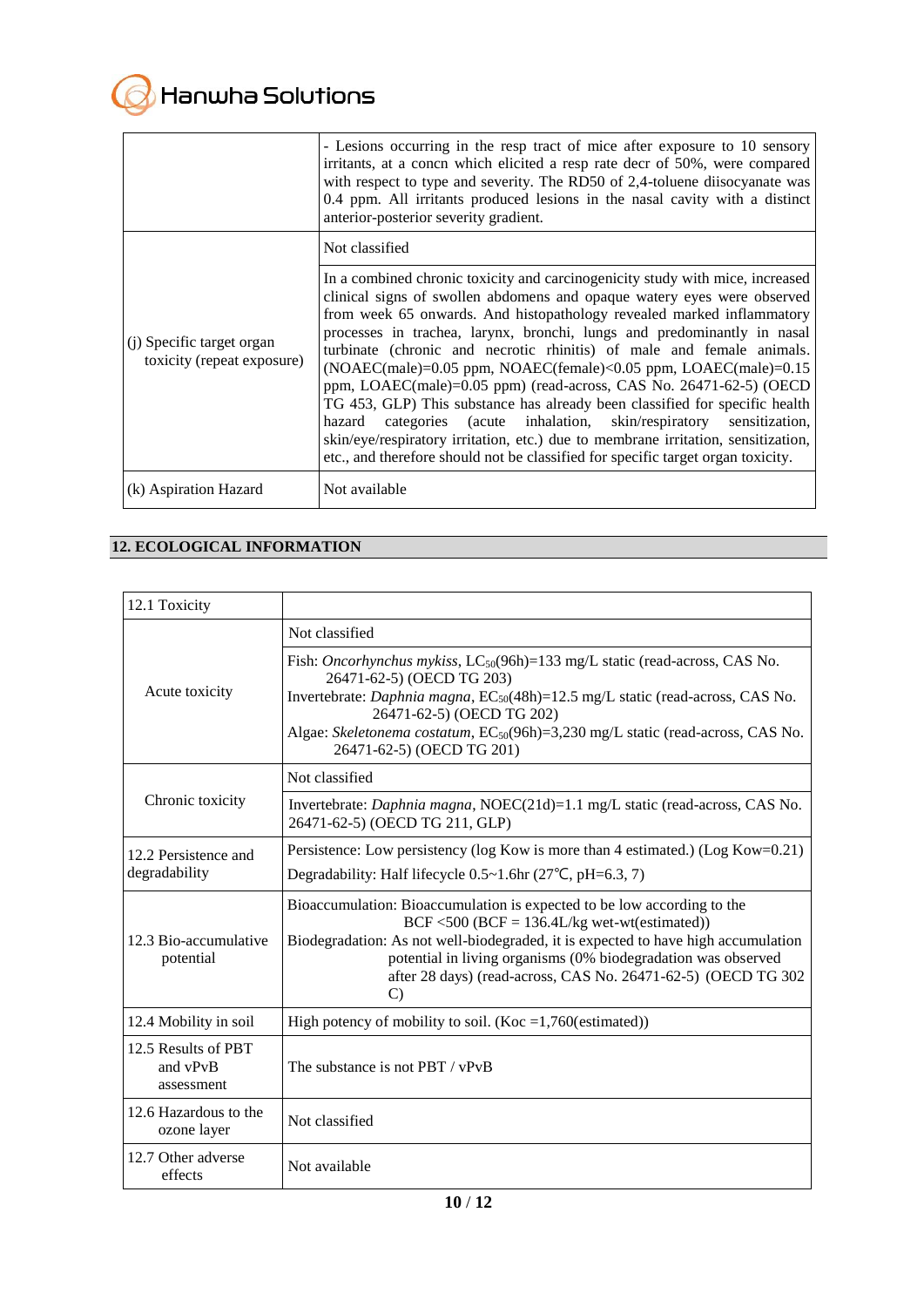| | |
|---|---|
| | - Lesions occurring in the resp tract of mice after exposure to 10 sensory irritants, at a concn which elicited a resp rate decr of 50%, were compared with respect to type and severity. The RD50 of 2,4-toluene diisocyanate was 0.4 ppm. All irritants produced lesions in the nasal cavity with a distinct anterior-posterior severity gradient. |
| (j) Specific target organ toxicity (repeat exposure) | Not classified |
| | In a combined chronic toxicity and carcinogenicity study with mice, increased clinical signs of swollen abdomens and opaque watery eyes were observed from week 65 onwards. And histopathology revealed marked inflammatory processes in trachea, larynx, bronchi, lungs and predominantly in nasal turbinate (chronic and necrotic rhinitis) of male and female animals. (NOAEC(male)=0.05 ppm, NOAEC(female)<0.05 ppm, LOAEC(male)=0.15 ppm, LOAEC(male)=0.05 ppm) (read-across, CAS No. 26471-62-5) (OECD TG 453, GLP) This substance has already been classified for specific health hazard categories (acute inhalation, skin/respiratory sensitization, skin/eye/respiratory irritation, etc.) due to membrane irritation, sensitization, etc., and therefore should not be classified for specific target organ toxicity. |
| (k) Aspiration Hazard | Not available |

## 12. ECOLOGICAL INFORMATION

| 12.1 Toxicity | |
|---|---|
| Acute toxicity | Not classified |
| | Fish: *Oncorhynchus mykiss*, $LC_{50}$(96h)=133 mg/L static (read-across, CAS No. 26471-62-5) (OECD TG 203)<br>Invertebrate: *Daphnia magna*, $EC_{50}$(48h)=12.5 mg/L static (read-across, CAS No. 26471-62-5) (OECD TG 202)<br>Algae: *Skeletonema costatum*, $EC_{50}$(96h)=3,230 mg/L static (read-across, CAS No. 26471-62-5) (OECD TG 201) |
| Chronic toxicity | Not classified |
| | Invertebrate: *Daphnia magna*, NOEC(21d)=1.1 mg/L static (read-across, CAS No. 26471-62-5) (OECD TG 211, GLP) |
| 12.2 Persistence and degradability | Persistence: Low persistency (log Kow is more than 4 estimated.) (Log Kow=0.21)<br>Degradability: Half lifecycle 0.5~1.6hr (27℃, pH=6.3, 7) |
| 12.3 Bio-accumulative potential | Bioaccumulation: Bioaccumulation is expected to be low according to the BCF <500 (BCF = 136.4L/kg wet-wt(estimated))<br>Biodegradation: As not well-biodegraded, it is expected to have high accumulation potential in living organisms (0% biodegradation was observed after 28 days) (read-across, CAS No. 26471-62-5) (OECD TG 302 C) |
| 12.4 Mobility in soil | High potency of mobility to soil. (Koc =1,760(estimated)) |
| 12.5 Results of PBT and vPvB assessment | The substance is not PBT / vPvB |
| 12.6 Hazardous to the ozone layer | Not classified |
| 12.7 Other adverse effects | Not available |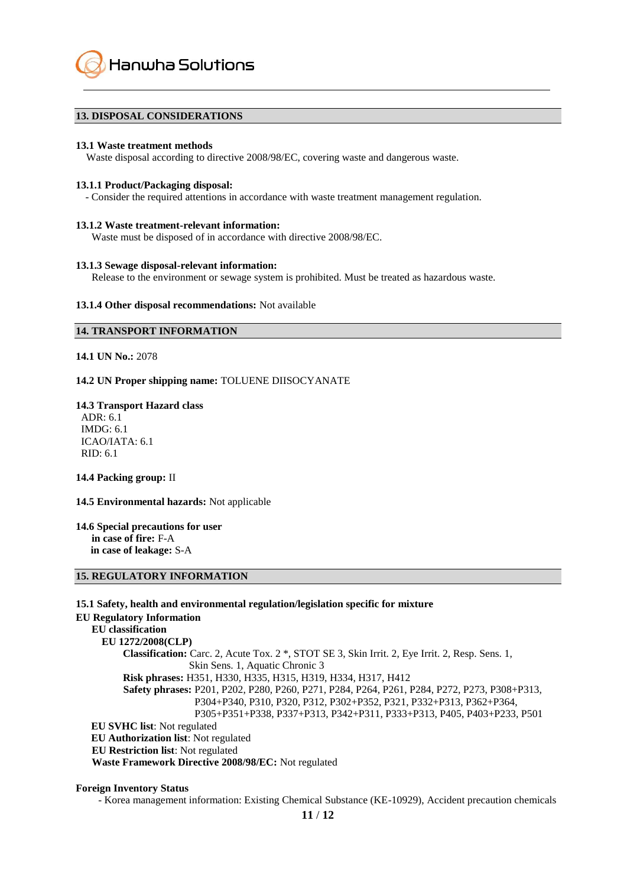## 13. DISPOSAL CONSIDERATIONS

**13.1 Waste treatment methods**

Waste disposal according to directive 2008/98/EC, covering waste and dangerous waste.

**13.1.1 Product/Packaging disposal:**

- Consider the required attentions in accordance with waste treatment management regulation.

**13.1.2 Waste treatment-relevant information:**

Waste must be disposed of in accordance with directive 2008/98/EC.

**13.1.3 Sewage disposal-relevant information:**

Release to the environment or sewage system is prohibited. Must be treated as hazardous waste.

**13.1.4 Other disposal recommendations:** Not available

## 14. TRANSPORT INFORMATION

**14.1 UN No.:** 2078

**14.2 UN Proper shipping name:** TOLUENE DIISOCYANATE

**14.3 Transport Hazard class**

ADR: 6.1
IMDG: 6.1
ICAO/IATA: 6.1
RID: 6.1

**14.4 Packing group:** II

**14.5 Environmental hazards:** Not applicable

**14.6 Special precautions for user**

**in case of fire:** F-A
**in case of leakage:** S-A

## 15. REGULATORY INFORMATION

**15.1 Safety, health and environmental regulation/legislation specific for mixture**

**EU Regulatory Information**

**EU classification**

**EU 1272/2008(CLP)**

**Classification:** Carc. 2, Acute Tox. 2 *, STOT SE 3, Skin Irrit. 2, Eye Irrit. 2, Resp. Sens. 1, Skin Sens. 1, Aquatic Chronic 3

**Risk phrases:** H351, H330, H335, H315, H319, H334, H317, H412

**Safety phrases:** P201, P202, P280, P260, P271, P284, P264, P261, P284, P272, P273, P308+P313, P304+P340, P310, P320, P312, P302+P352, P321, P332+P313, P362+P364, P305+P351+P338, P337+P313, P342+P311, P333+P313, P405, P403+P233, P501

**EU SVHC list**: Not regulated
**EU Authorization list**: Not regulated
**EU Restriction list**: Not regulated
**Waste Framework Directive 2008/98/EC:** Not regulated

**Foreign Inventory Status**

- Korea management information: Existing Chemical Substance (KE-10929), Accident precaution chemicals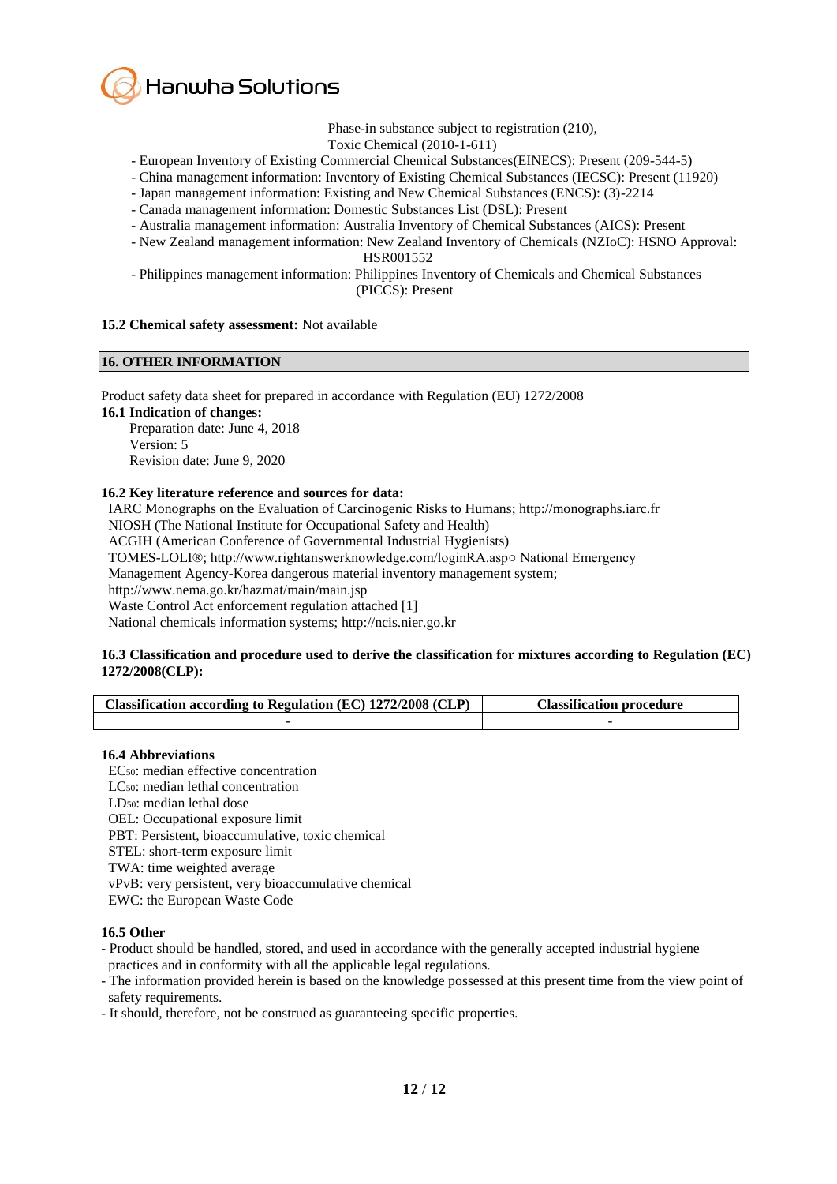Phase-in substance subject to registration (210), Toxic Chemical (2010-1-611)

- European Inventory of Existing Commercial Chemical Substances(EINECS): Present (209-544-5)
- China management information: Inventory of Existing Chemical Substances (IECSC): Present (11920)
- Japan management information: Existing and New Chemical Substances (ENCS): (3)-2214
- Canada management information: Domestic Substances List (DSL): Present
- Australia management information: Australia Inventory of Chemical Substances (AICS): Present
- New Zealand management information: New Zealand Inventory of Chemicals (NZIoC): HSNO Approval: HSR001552
- Philippines management information: Philippines Inventory of Chemicals and Chemical Substances (PICCS): Present

**15.2 Chemical safety assessment:** Not available

## 16. OTHER INFORMATION

Product safety data sheet for prepared in accordance with Regulation (EU) 1272/2008

**16.1 Indication of changes:**

Preparation date: June 4, 2018
Version: 5
Revision date: June 9, 2020

**16.2 Key literature reference and sources for data:**

IARC Monographs on the Evaluation of Carcinogenic Risks to Humans; http://monographs.iarc.fr
NIOSH (The National Institute for Occupational Safety and Health)
ACGIH (American Conference of Governmental Industrial Hygienists)
TOMES-LOLI®; http://www.rightanswerknowledge.com/loginRA.asp○ National Emergency Management Agency-Korea dangerous material inventory management system; http://www.nema.go.kr/hazmat/main/main.jsp
Waste Control Act enforcement regulation attached [1]
National chemicals information systems; http://ncis.nier.go.kr

**16.3 Classification and procedure used to derive the classification for mixtures according to Regulation (EC) 1272/2008(CLP):**

| Classification according to Regulation (EC) 1272/2008 (CLP) | Classification procedure |
|---|---|
| - | - |

**16.4 Abbreviations**

$EC_{50}$: median effective concentration
$LC_{50}$: median lethal concentration
$LD_{50}$: median lethal dose
OEL: Occupational exposure limit
PBT: Persistent, bioaccumulative, toxic chemical
STEL: short-term exposure limit
TWA: time weighted average
vPvB: very persistent, very bioaccumulative chemical
EWC: the European Waste Code

**16.5 Other**

- Product should be handled, stored, and used in accordance with the generally accepted industrial hygiene practices and in conformity with all the applicable legal regulations.
- The information provided herein is based on the knowledge possessed at this present time from the view point of safety requirements.
- It should, therefore, not be construed as guaranteeing specific properties.